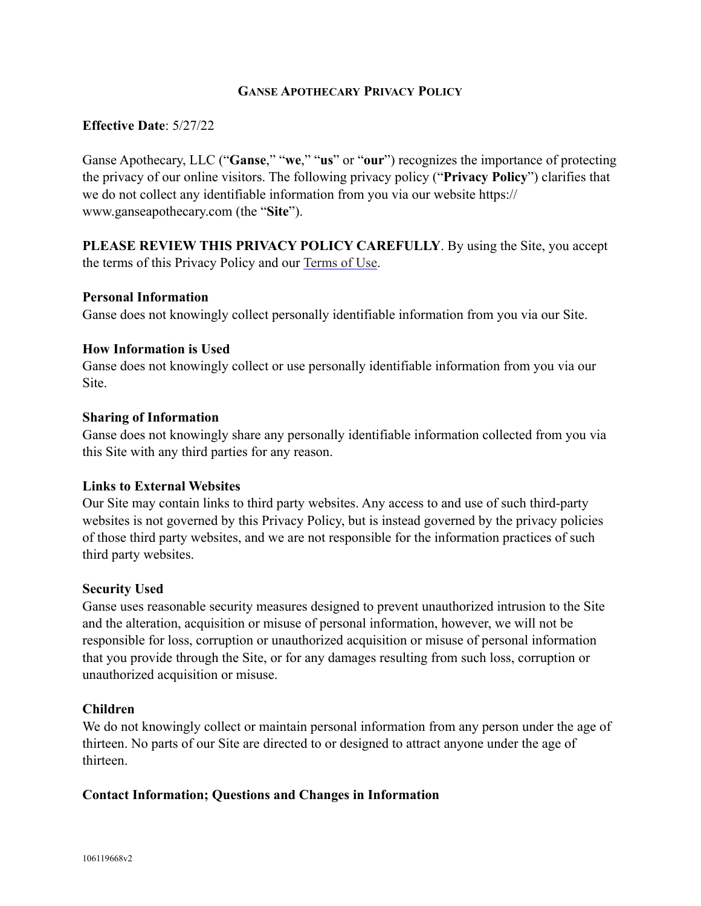# Ganse Apothecary Privacy Policy

**Effective Date**: 5/27/22

Ganse Apothecary, LLC ("**Ganse**," "**we**," "**us**" or "**our**") recognizes the importance of protecting the privacy of our online visitors. The following privacy policy ("**Privacy Policy**") clarifies that we do not collect any identifiable information from you via our website https://www.ganseapothecary.com (the "**Site**").

**PLEASE REVIEW THIS PRIVACY POLICY CAREFULLY**. By using the Site, you accept the terms of this Privacy Policy and our Terms of Use.

**Personal Information**

Ganse does not knowingly collect personally identifiable information from you via our Site.

**How Information is Used**

Ganse does not knowingly collect or use personally identifiable information from you via our Site.

**Sharing of Information**

Ganse does not knowingly share any personally identifiable information collected from you via this Site with any third parties for any reason.

**Links to External Websites**

Our Site may contain links to third party websites. Any access to and use of such third-party websites is not governed by this Privacy Policy, but is instead governed by the privacy policies of those third party websites, and we are not responsible for the information practices of such third party websites.

**Security Used**

Ganse uses reasonable security measures designed to prevent unauthorized intrusion to the Site and the alteration, acquisition or misuse of personal information, however, we will not be responsible for loss, corruption or unauthorized acquisition or misuse of personal information that you provide through the Site, or for any damages resulting from such loss, corruption or unauthorized acquisition or misuse.

**Children**

We do not knowingly collect or maintain personal information from any person under the age of thirteen. No parts of our Site are directed to or designed to attract anyone under the age of thirteen.

**Contact Information; Questions and Changes in Information**

106119668v2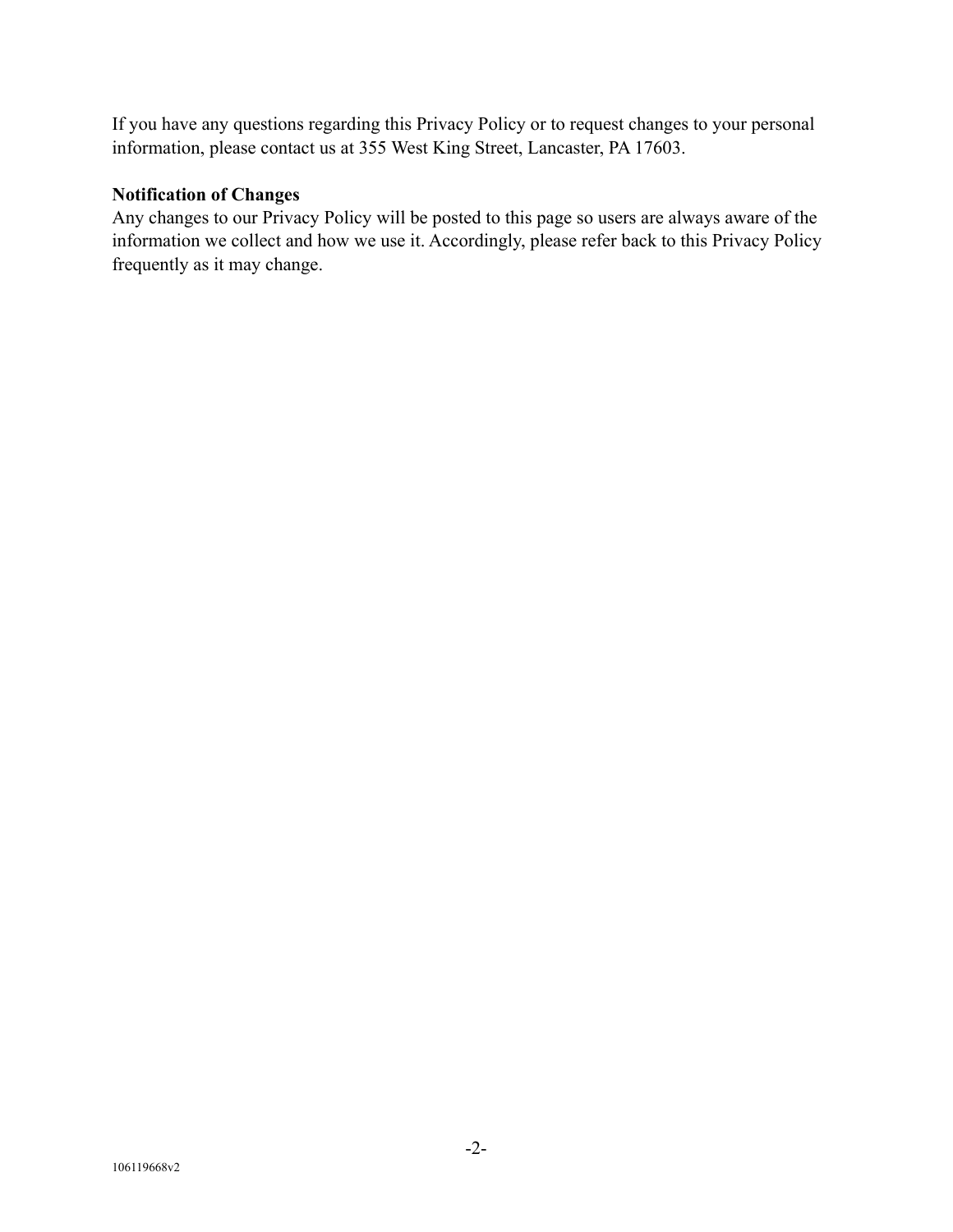If you have any questions regarding this Privacy Policy or to request changes to your personal information, please contact us at 355 West King Street, Lancaster, PA 17603.

**Notification of Changes**

Any changes to our Privacy Policy will be posted to this page so users are always aware of the information we collect and how we use it. Accordingly, please refer back to this Privacy Policy frequently as it may change.

106119668v2